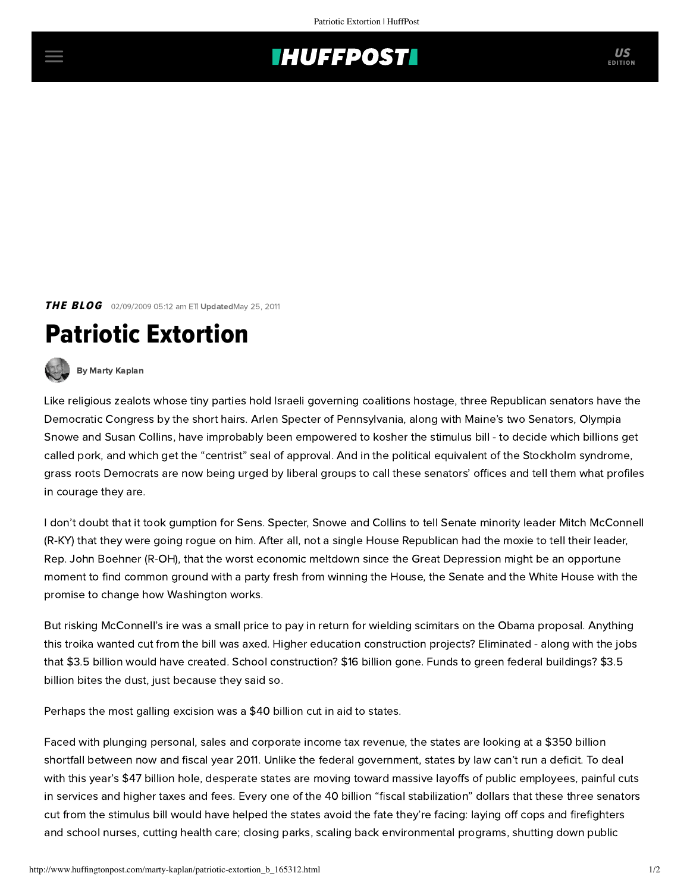THE BLOG 02/09/2009 05:12 am ET | Updated May 25, 2011

# Patriotic Extortion

By Marty Kaplan

Like religious zealots whose tiny parties hold Israeli governing coalitions hostage, three Republican senators have the Democratic Congress by the short hairs. Arlen Specter of Pennsylvania, along with Maine's two Senators, Olympia Snowe and Susan Collins, have improbably been empowered to kosher the stimulus bill - to decide which billions get called pork, and which get the "centrist" seal of approval. And in the political equivalent of the Stockholm syndrome, grass roots Democrats are now being urged by liberal groups to call these senators' offices and tell them what profiles in courage they are.

I don't doubt that it took gumption for Sens. Specter, Snowe and Collins to tell Senate minority leader Mitch McConnell (R-KY) that they were going rogue on him. After all, not a single House Republican had the moxie to tell their leader, Rep. John Boehner (R-OH), that the worst economic meltdown since the Great Depression might be an opportune moment to find common ground with a party fresh from winning the House, the Senate and the White House with the promise to change how Washington works.

But risking McConnell's ire was a small price to pay in return for wielding scimitars on the Obama proposal. Anything this troika wanted cut from the bill was axed. Higher education construction projects? Eliminated - along with the jobs that $3.5 billion would have created. School construction? $16 billion gone. Funds to green federal buildings? $3.5 billion bites the dust, just because they said so.

Perhaps the most galling excision was a $40 billion cut in aid to states.

Faced with plunging personal, sales and corporate income tax revenue, the states are looking at a $350 billion shortfall between now and fiscal year 2011. Unlike the federal government, states by law can't run a deficit. To deal with this year's $47 billion hole, desperate states are moving toward massive layoffs of public employees, painful cuts in services and higher taxes and fees. Every one of the 40 billion "fiscal stabilization" dollars that these three senators cut from the stimulus bill would have helped the states avoid the fate they're facing: laying off cops and firefighters and school nurses, cutting health care; closing parks, scaling back environmental programs, shutting down public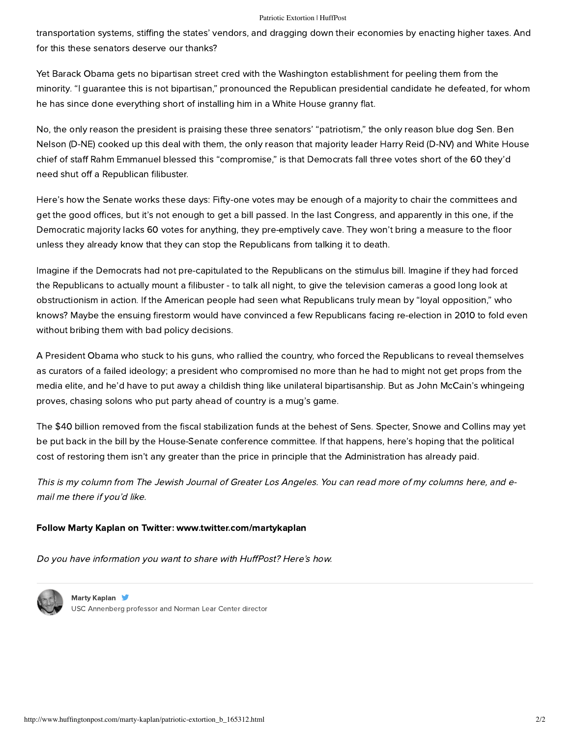transportation systems, stiffing the states' vendors, and dragging down their economies by enacting higher taxes. And for this these senators deserve our thanks?

Yet Barack Obama gets no bipartisan street cred with the Washington establishment for peeling them from the minority. "I guarantee this is not bipartisan," pronounced the Republican presidential candidate he defeated, for whom he has since done everything short of installing him in a White House granny flat.

No, the only reason the president is praising these three senators' "patriotism," the only reason blue dog Sen. Ben Nelson (D-NE) cooked up this deal with them, the only reason that majority leader Harry Reid (D-NV) and White House chief of staff Rahm Emmanuel blessed this "compromise," is that Democrats fall three votes short of the 60 they'd need shut off a Republican filibuster.

Here's how the Senate works these days: Fifty-one votes may be enough of a majority to chair the committees and get the good offices, but it's not enough to get a bill passed. In the last Congress, and apparently in this one, if the Democratic majority lacks 60 votes for anything, they pre-emptively cave. They won't bring a measure to the floor unless they already know that they can stop the Republicans from talking it to death.

Imagine if the Democrats had not pre-capitulated to the Republicans on the stimulus bill. Imagine if they had forced the Republicans to actually mount a filibuster - to talk all night, to give the television cameras a good long look at obstructionism in action. If the American people had seen what Republicans truly mean by "loyal opposition," who knows? Maybe the ensuing firestorm would have convinced a few Republicans facing re-election in 2010 to fold even without bribing them with bad policy decisions.

A President Obama who stuck to his guns, who rallied the country, who forced the Republicans to reveal themselves as curators of a failed ideology; a president who compromised no more than he had to might not get props from the media elite, and he'd have to put away a childish thing like unilateral bipartisanship. But as John McCain's whingeing proves, chasing solons who put party ahead of country is a mug's game.

The $40 billion removed from the fiscal stabilization funds at the behest of Sens. Specter, Snowe and Collins may yet be put back in the bill by the House-Senate conference committee. If that happens, here's hoping that the political cost of restoring them isn't any greater than the price in principle that the Administration has already paid.

*This is my column from The Jewish Journal of Greater Los Angeles. You can read more of my columns here, and e-mail me there if you'd like.*

**Follow Marty Kaplan on Twitter: www.twitter.com/martykaplan**

*Do you have information you want to share with HuffPost? Here's how.*

**Marty Kaplan**
USC Annenberg professor and Norman Lear Center director